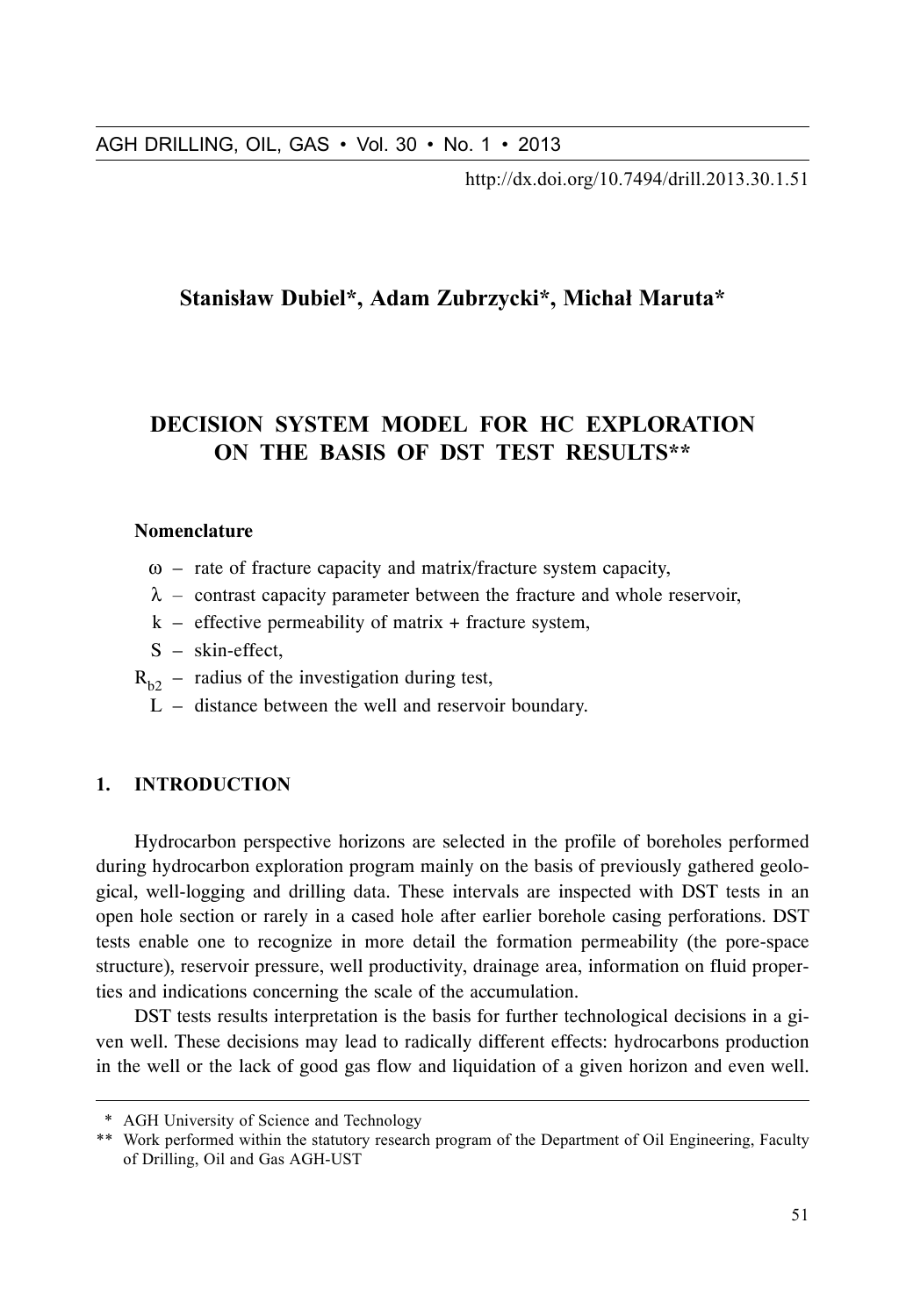Stanisław Dubiel*, Adam Zubrzycki*, Michał Maruta*

# DECISION SYSTEM MODEL FOR HC EXPLORATION ON THE BASIS OF DST TEST RESULTS**

**Nomenclature**

- $\omega$ – rate of fracture capacity and matrix/fracture system capacity,
- $\lambda$ – contrast capacity parameter between the fracture and whole reservoir,
- $k$ – effective permeability of matrix + fracture system,
- $S$ – skin-effect,
- $R_{b2}$ – radius of the investigation during test,
- $L$ – distance between the well and reservoir boundary.

## 1. INTRODUCTION

Hydrocarbon perspective horizons are selected in the profile of boreholes performed during hydrocarbon exploration program mainly on the basis of previously gathered geological, well-logging and drilling data. These intervals are inspected with DST tests in an open hole section or rarely in a cased hole after earlier borehole casing perforations. DST tests enable one to recognize in more detail the formation permeability (the pore-space structure), reservoir pressure, well productivity, drainage area, information on fluid properties and indications concerning the scale of the accumulation.

DST tests results interpretation is the basis for further technological decisions in a given well. These decisions may lead to radically different effects: hydrocarbons production in the well or the lack of good gas flow and liquidation of a given horizon and even well.

---

\* AGH University of Science and Technology

\*\* Work performed within the statutory research program of the Department of Oil Engineering, Faculty of Drilling, Oil and Gas AGH-UST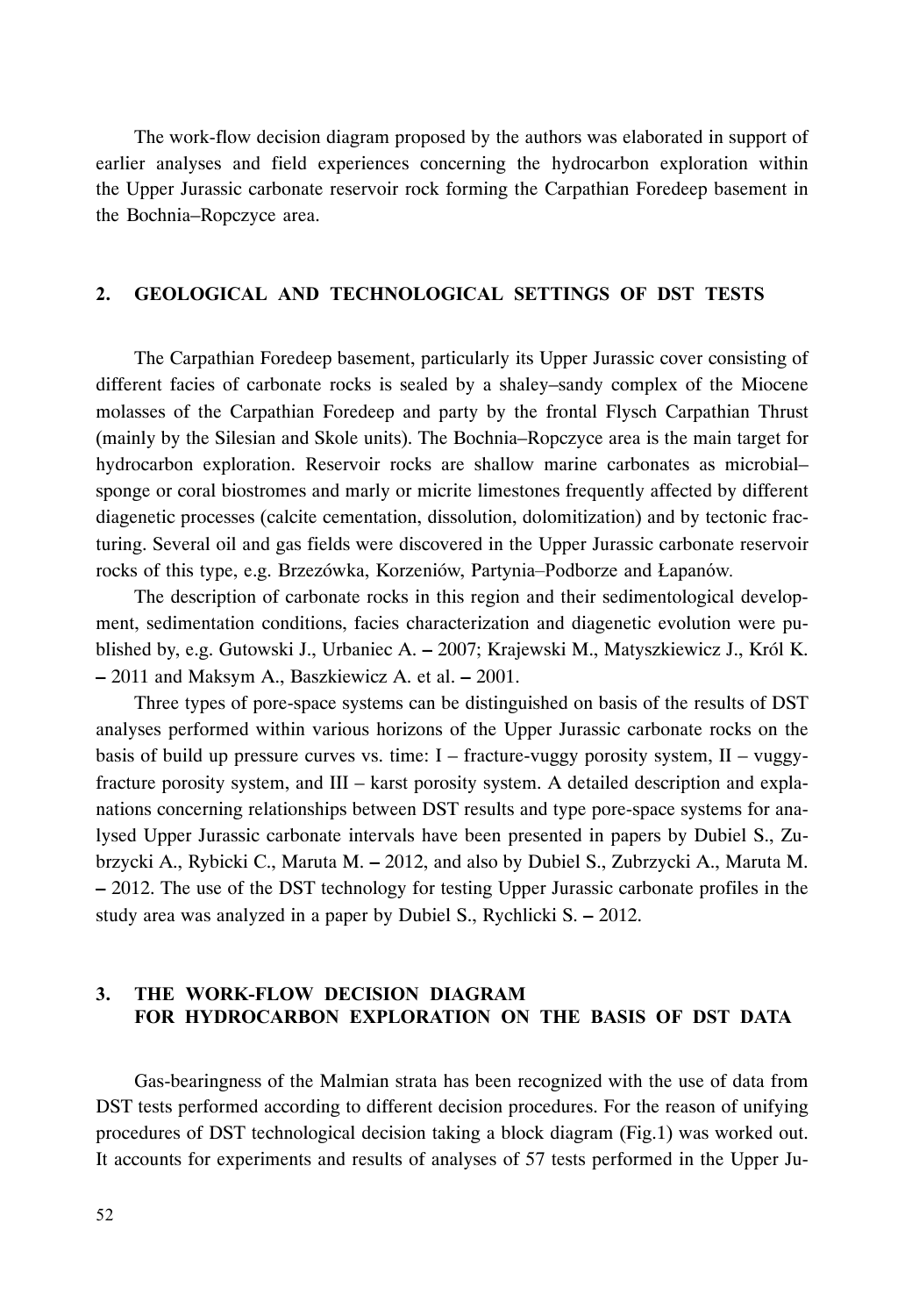The work-flow decision diagram proposed by the authors was elaborated in support of earlier analyses and field experiences concerning the hydrocarbon exploration within the Upper Jurassic carbonate reservoir rock forming the Carpathian Foredeep basement in the Bochnia–Ropczyce area.

## 2. GEOLOGICAL AND TECHNOLOGICAL SETTINGS OF DST TESTS

The Carpathian Foredeep basement, particularly its Upper Jurassic cover consisting of different facies of carbonate rocks is sealed by a shaley–sandy complex of the Miocene molasses of the Carpathian Foredeep and party by the frontal Flysch Carpathian Thrust (mainly by the Silesian and Skole units). The Bochnia–Ropczyce area is the main target for hydrocarbon exploration. Reservoir rocks are shallow marine carbonates as microbial–sponge or coral biostromes and marly or micrite limestones frequently affected by different diagenetic processes (calcite cementation, dissolution, dolomitization) and by tectonic fracturing. Several oil and gas fields were discovered in the Upper Jurassic carbonate reservoir rocks of this type, e.g. Brzezówka, Korzeniów, Partynia–Podborze and Łapanów.

The description of carbonate rocks in this region and their sedimentological development, sedimentation conditions, facies characterization and diagenetic evolution were published by, e.g. Gutowski J., Urbaniec A. – 2007; Krajewski M., Matyszkiewicz J., Król K. – 2011 and Maksym A., Baszkiewicz A. et al. – 2001.

Three types of pore-space systems can be distinguished on basis of the results of DST analyses performed within various horizons of the Upper Jurassic carbonate rocks on the basis of build up pressure curves vs. time: I – fracture-vuggy porosity system, II – vuggy-fracture porosity system, and III – karst porosity system. A detailed description and explanations concerning relationships between DST results and type pore-space systems for analysed Upper Jurassic carbonate intervals have been presented in papers by Dubiel S., Zubrzycki A., Rybicki C., Maruta M. – 2012, and also by Dubiel S., Zubrzycki A., Maruta M. – 2012. The use of the DST technology for testing Upper Jurassic carbonate profiles in the study area was analyzed in a paper by Dubiel S., Rychlicki S. – 2012.

## 3. THE WORK-FLOW DECISION DIAGRAM FOR HYDROCARBON EXPLORATION ON THE BASIS OF DST DATA

Gas-bearingness of the Malmian strata has been recognized with the use of data from DST tests performed according to different decision procedures. For the reason of unifying procedures of DST technological decision taking a block diagram (Fig.1) was worked out. It accounts for experiments and results of analyses of 57 tests performed in the Upper Ju-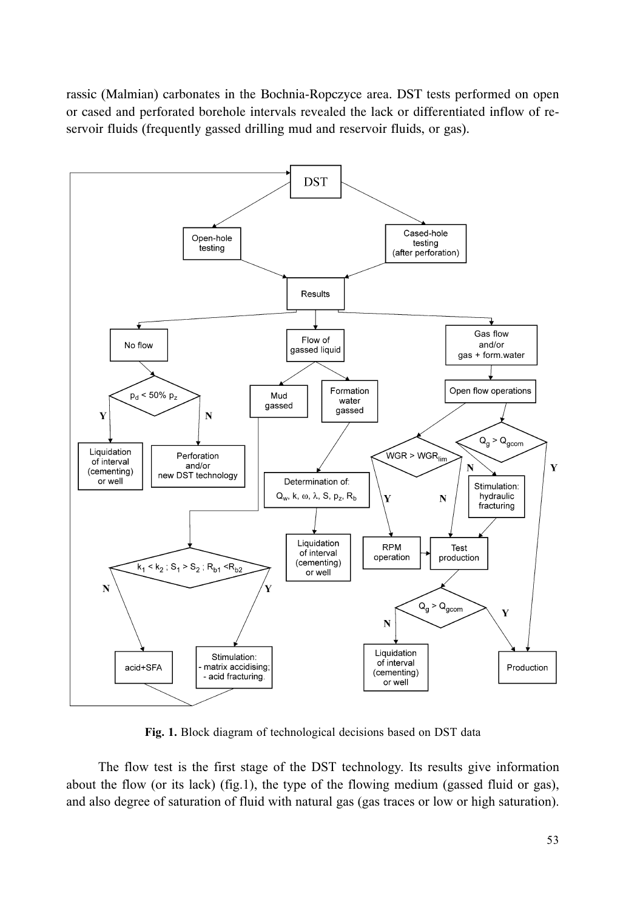rassic (Malmian) carbonates in the Bochnia-Ropczyce area. DST tests performed on open or cased and perforated borehole intervals revealed the lack or differentiated inflow of reservoir fluids (frequently gassed drilling mud and reservoir fluids, or gas).

**Fig. 1.** Block diagram of technological decisions based on DST data

The flow test is the first stage of the DST technology. Its results give information about the flow (or its lack) (fig.1), the type of the flowing medium (gassed fluid or gas), and also degree of saturation of fluid with natural gas (gas traces or low or high saturation).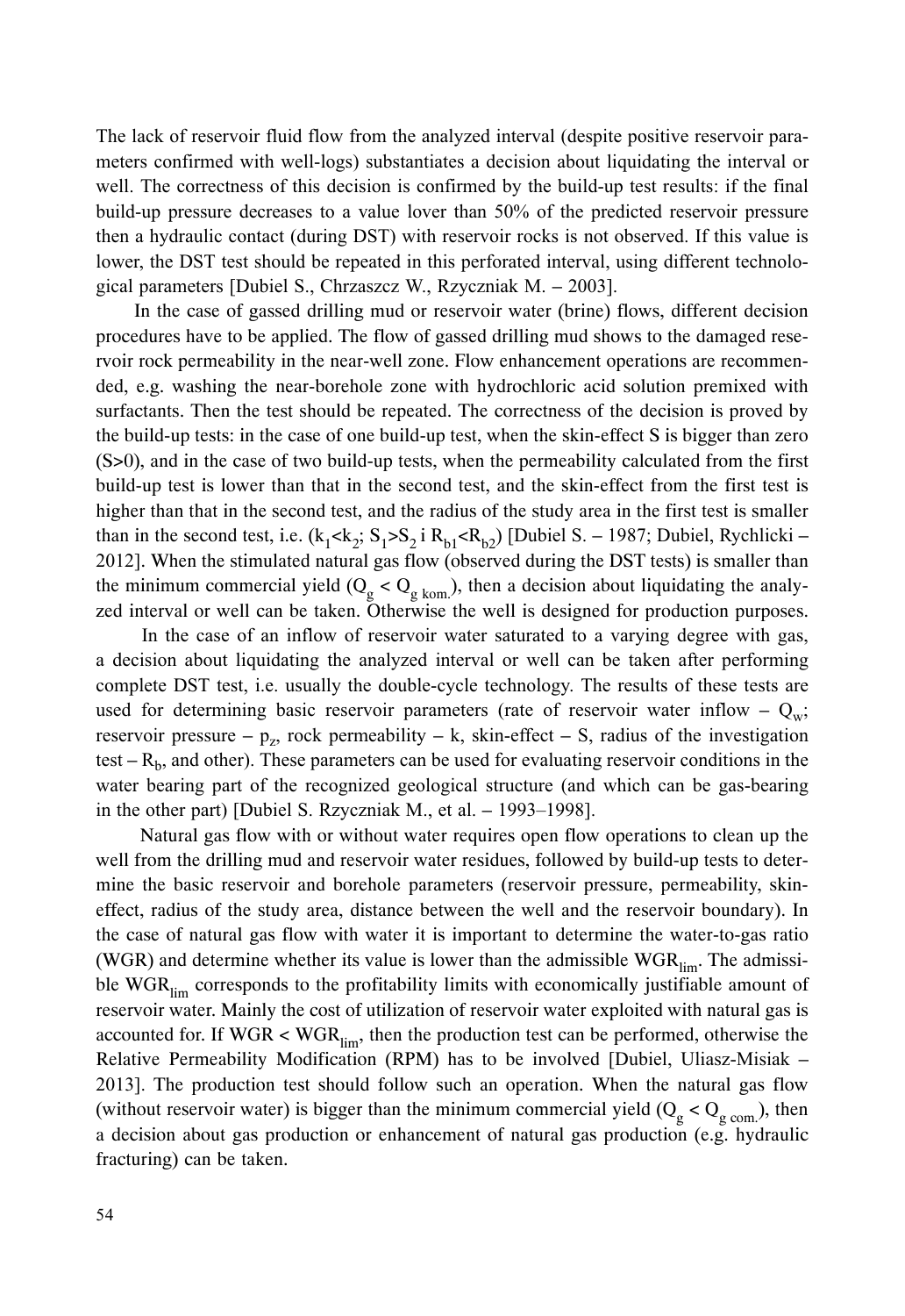The lack of reservoir fluid flow from the analyzed interval (despite positive reservoir parameters confirmed with well-logs) substantiates a decision about liquidating the interval or well. The correctness of this decision is confirmed by the build-up test results: if the final build-up pressure decreases to a value lover than 50% of the predicted reservoir pressure then a hydraulic contact (during DST) with reservoir rocks is not observed. If this value is lower, the DST test should be repeated in this perforated interval, using different technological parameters [Dubiel S., Chrzaszcz W., Rzyczniak M. – 2003].

In the case of gassed drilling mud or reservoir water (brine) flows, different decision procedures have to be applied. The flow of gassed drilling mud shows to the damaged reservoir rock permeability in the near-well zone. Flow enhancement operations are recommended, e.g. washing the near-borehole zone with hydrochloric acid solution premixed with surfactants. Then the test should be repeated. The correctness of the decision is proved by the build-up tests: in the case of one build-up test, when the skin-effect S is bigger than zero (S>0), and in the case of two build-up tests, when the permeability calculated from the first build-up test is lower than that in the second test, and the skin-effect from the first test is higher than that in the second test, and the radius of the study area in the first test is smaller than in the second test, i.e. ($k_1<k_2$; $S_1>S_2$ i $R_{b1}<R_{b2}$) [Dubiel S. – 1987; Dubiel, Rychlicki – 2012]. When the stimulated natural gas flow (observed during the DST tests) is smaller than the minimum commercial yield ($Q_g < Q_{g\ kom.}$), then a decision about liquidating the analyzed interval or well can be taken. Otherwise the well is designed for production purposes.

In the case of an inflow of reservoir water saturated to a varying degree with gas, a decision about liquidating the analyzed interval or well can be taken after performing complete DST test, i.e. usually the double-cycle technology. The results of these tests are used for determining basic reservoir parameters (rate of reservoir water inflow – $Q_w$; reservoir pressure – $p_z$, rock permeability – k, skin-effect – S, radius of the investigation test – $R_b$, and other). These parameters can be used for evaluating reservoir conditions in the water bearing part of the recognized geological structure (and which can be gas-bearing in the other part) [Dubiel S. Rzyczniak M., et al. – 1993–1998].

Natural gas flow with or without water requires open flow operations to clean up the well from the drilling mud and reservoir water residues, followed by build-up tests to determine the basic reservoir and borehole parameters (reservoir pressure, permeability, skin-effect, radius of the study area, distance between the well and the reservoir boundary). In the case of natural gas flow with water it is important to determine the water-to-gas ratio (WGR) and determine whether its value is lower than the admissible $WGR_{lim}$. The admissible $WGR_{lim}$ corresponds to the profitability limits with economically justifiable amount of reservoir water. Mainly the cost of utilization of reservoir water exploited with natural gas is accounted for. If $WGR < WGR_{lim}$, then the production test can be performed, otherwise the Relative Permeability Modification (RPM) has to be involved [Dubiel, Uliasz-Misiak – 2013]. The production test should follow such an operation. When the natural gas flow (without reservoir water) is bigger than the minimum commercial yield ($Q_g < Q_{g\ com.}$), then a decision about gas production or enhancement of natural gas production (e.g. hydraulic fracturing) can be taken.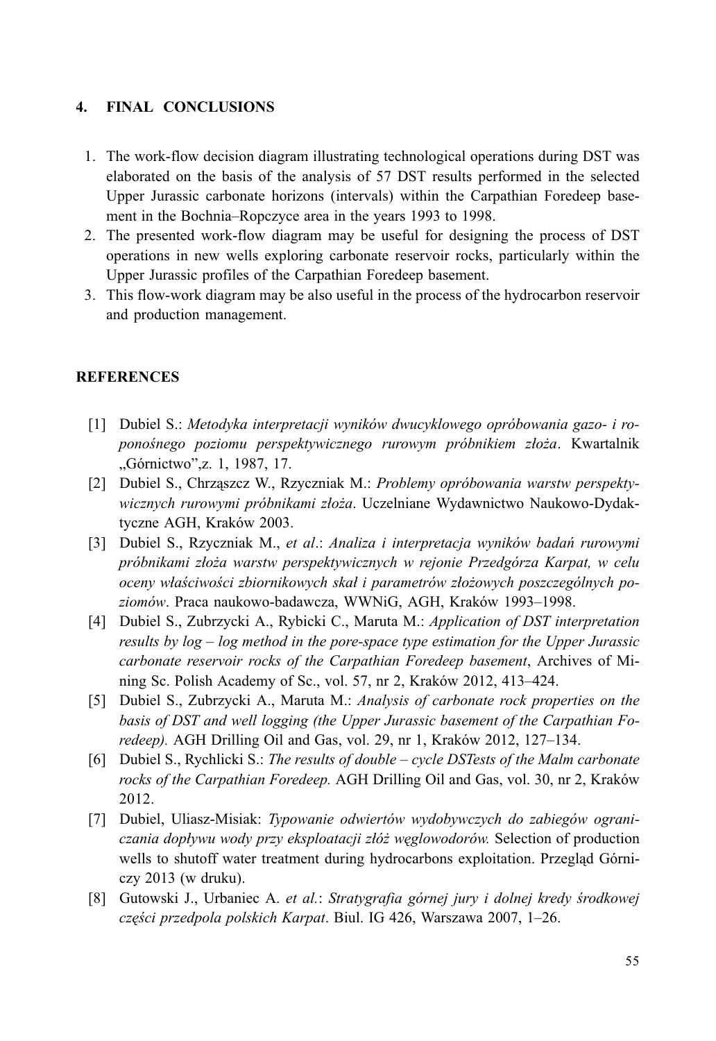## 4. FINAL CONCLUSIONS

1. The work-flow decision diagram illustrating technological operations during DST was elaborated on the basis of the analysis of 57 DST results performed in the selected Upper Jurassic carbonate horizons (intervals) within the Carpathian Foredeep basement in the Bochnia–Ropczyce area in the years 1993 to 1998.
2. The presented work-flow diagram may be useful for designing the process of DST operations in new wells exploring carbonate reservoir rocks, particularly within the Upper Jurassic profiles of the Carpathian Foredeep basement.
3. This flow-work diagram may be also useful in the process of the hydrocarbon reservoir and production management.

## REFERENCES

[1] Dubiel S.: *Metodyka interpretacji wyników dwucyklowego opróbowania gazo- i roponośnego poziomu perspektywicznego rurowym próbnikiem złoża*. Kwartalnik „Górnictwo”,z. 1, 1987, 17.

[2] Dubiel S., Chrząszcz W., Rzyczniak M.: *Problemy opróbowania warstw perspektywicznych rurowymi próbnikami złoża*. Uczelniane Wydawnictwo Naukowo-Dydaktyczne AGH, Kraków 2003.

[3] Dubiel S., Rzyczniak M., *et al*.: *Analiza i interpretacja wyników badań rurowymi próbnikami złoża warstw perspektywicznych w rejonie Przedgórza Karpat, w celu oceny właściwości zbiornikowych skał i parametrów złożowych poszczególnych poziomów*. Praca naukowo-badawcza, WWNiG, AGH, Kraków 1993–1998.

[4] Dubiel S., Zubrzycki A., Rybicki C., Maruta M.: *Application of DST interpretation results by log – log method in the pore-space type estimation for the Upper Jurassic carbonate reservoir rocks of the Carpathian Foredeep basement*, Archives of Mining Sc. Polish Academy of Sc., vol. 57, nr 2, Kraków 2012, 413–424.

[5] Dubiel S., Zubrzycki A., Maruta M.: *Analysis of carbonate rock properties on the basis of DST and well logging (the Upper Jurassic basement of the Carpathian Foredeep).* AGH Drilling Oil and Gas, vol. 29, nr 1, Kraków 2012, 127–134.

[6] Dubiel S., Rychlicki S.: *The results of double – cycle DSTests of the Malm carbonate rocks of the Carpathian Foredeep.* AGH Drilling Oil and Gas, vol. 30, nr 2, Kraków 2012.

[7] Dubiel, Uliasz-Misiak: *Typowanie odwiertów wydobywczych do zabiegów ograniczania dopływu wody przy eksploatacji złóż węglowodorów.* Selection of production wells to shutoff water treatment during hydrocarbons exploitation. Przegląd Górniczy 2013 (w druku).

[8] Gutowski J., Urbaniec A. *et al.*: *Stratygrafia górnej jury i dolnej kredy środkowej części przedpola polskich Karpat*. Biul. IG 426, Warszawa 2007, 1–26.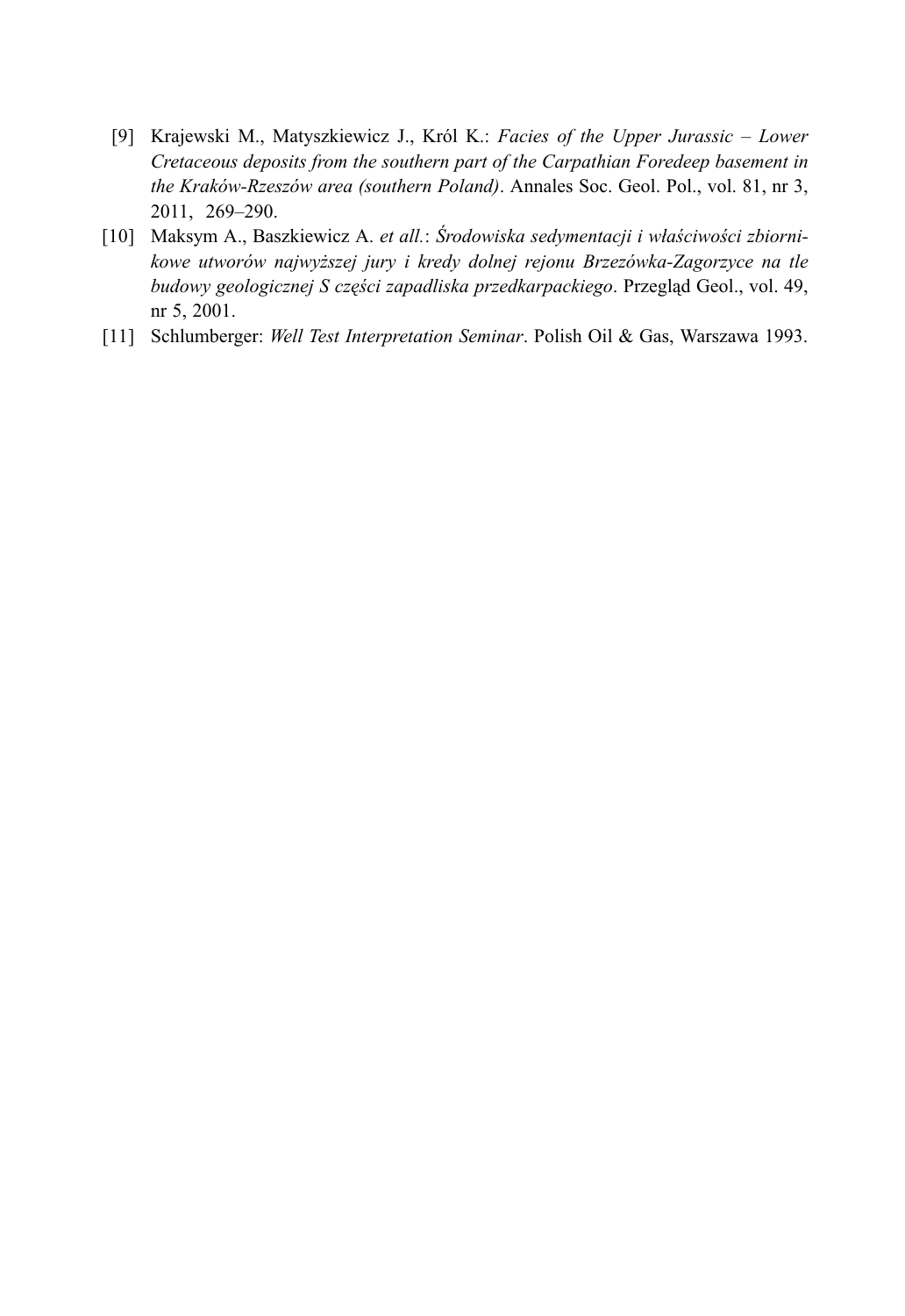[9] Krajewski M., Matyszkiewicz J., Król K.: *Facies of the Upper Jurassic – Lower Cretaceous deposits from the southern part of the Carpathian Foredeep basement in the Kraków-Rzeszów area (southern Poland)*. Annales Soc. Geol. Pol., vol. 81, nr 3, 2011, 269–290.

[10] Maksym A., Baszkiewicz A. *et all.*: *Środowiska sedymentacji i właściwości zbiornikowe utworów najwyższej jury i kredy dolnej rejonu Brzezówka-Zagorzyce na tle budowy geologicznej S części zapadliska przedkarpackiego*. Przegląd Geol., vol. 49, nr 5, 2001.

[11] Schlumberger: *Well Test Interpretation Seminar*. Polish Oil & Gas, Warszawa 1993.